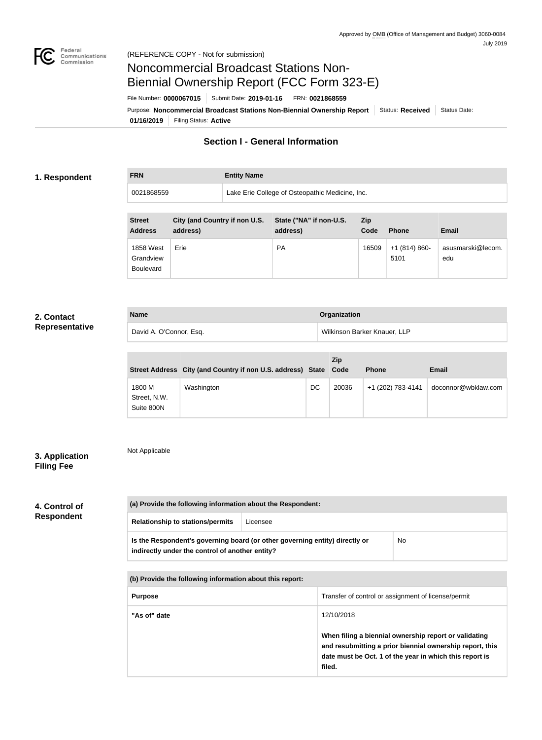Approved by OMB (Office of Management and Budget) 3060-0084
July 2019

(REFERENCE COPY - Not for submission)

# Noncommercial Broadcast Stations Non-Biennial Ownership Report (FCC Form 323-E)

File Number: **0000067015** | Submit Date: **2019-01-16** | FRN: **0021868559**

Purpose: **Noncommercial Broadcast Stations Non-Biennial Ownership Report** | Status: **Received** | Status Date: **01/16/2019** | Filing Status: **Active**

## Section I - General Information

### 1. Respondent

| FRN | Entity Name |
|---|---|
| 0021868559 | Lake Erie College of Osteopathic Medicine, Inc. |

| Street Address | City (and Country if non U.S. address) | State ("NA" if non-U.S. address) | Zip Code | Phone | Email |
|---|---|---|---|---|---|
| 1858 West Grandview Boulevard | Erie | PA | 16509 | +1 (814) 860-5101 | asusmarski@lecom.edu |

### 2. Contact Representative

| Name | Organization |
|---|---|
| David A. O'Connor, Esq. | Wilkinson Barker Knauer, LLP |

| Street Address | City (and Country if non U.S. address) | State | Zip Code | Phone | Email |
|---|---|---|---|---|---|
| 1800 M Street, N.W. Suite 800N | Washington | DC | 20036 | +1 (202) 783-4141 | doconnor@wbklaw.com |

### 3. Application Filing Fee

Not Applicable

### 4. Control of Respondent

| (a) Provide the following information about the Respondent: | |
|---|---|
| Relationship to stations/permits | Licensee |
| **Is the Respondent's governing board (or other governing entity) directly or indirectly under the control of another entity?** | No |

| (b) Provide the following information about this report: | |
|---|---|
| **Purpose** | Transfer of control or assignment of license/permit |
| **"As of" date** | 12/10/2018<br><br>**When filing a biennial ownership report or validating and resubmitting a prior biennial ownership report, this date must be Oct. 1 of the year in which this report is filed.** |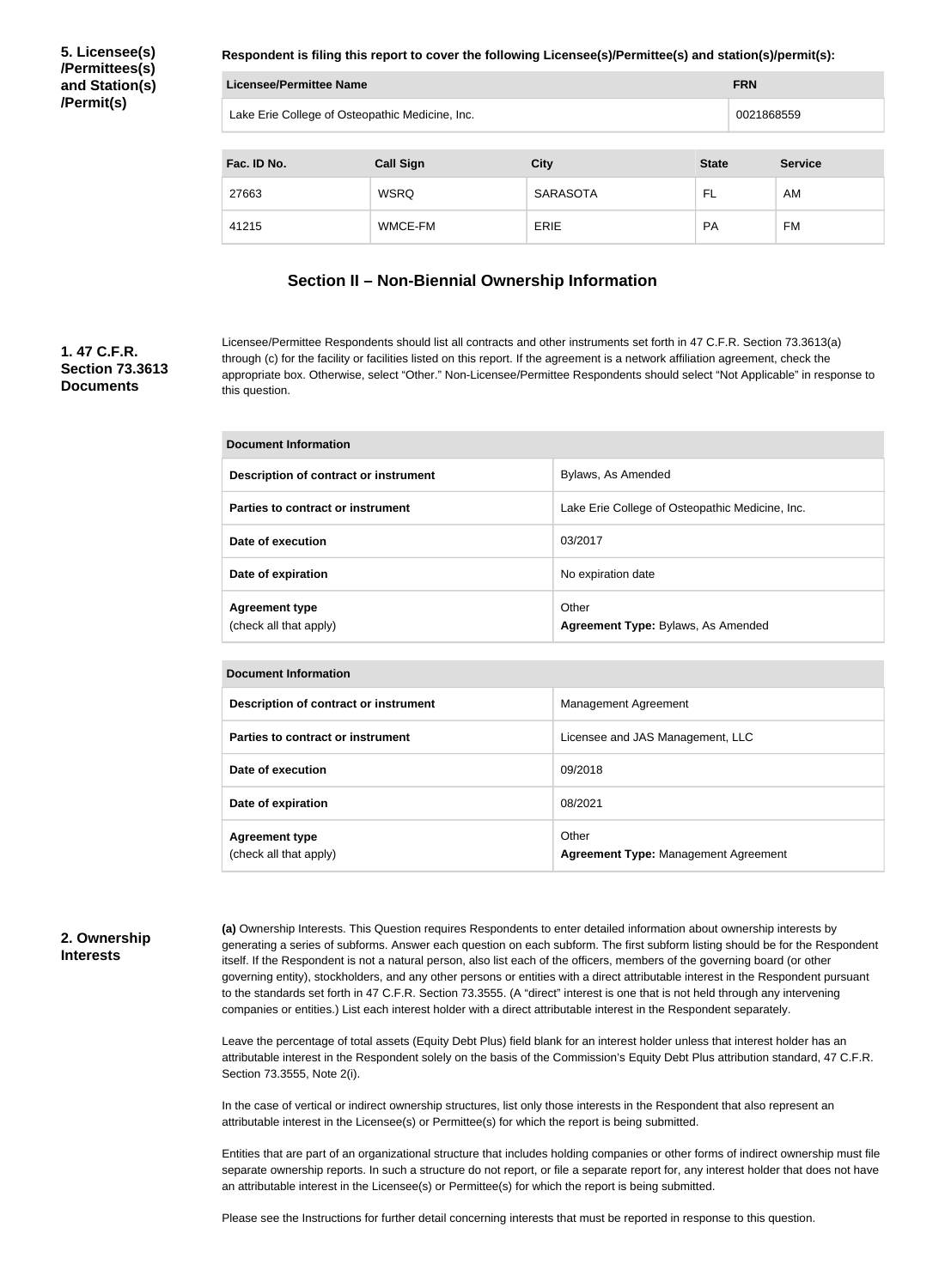**5. Licensee(s) /Permittees(s) and Station(s) /Permit(s)**

**Respondent is filing this report to cover the following Licensee(s)/Permittee(s) and station(s)/permit(s):**

| Licensee/Permittee Name | FRN |
| --- | --- |
| Lake Erie College of Osteopathic Medicine, Inc. | 0021868559 |

| Fac. ID No. | Call Sign | City | State | Service |
| --- | --- | --- | --- | --- |
| 27663 | WSRQ | SARASOTA | FL | AM |
| 41215 | WMCE-FM | ERIE | PA | FM |

## Section II – Non-Biennial Ownership Information

**1. 47 C.F.R. Section 73.3613 Documents**

Licensee/Permittee Respondents should list all contracts and other instruments set forth in 47 C.F.R. Section 73.3613(a) through (c) for the facility or facilities listed on this report. If the agreement is a network affiliation agreement, check the appropriate box. Otherwise, select "Other." Non-Licensee/Permittee Respondents should select "Not Applicable" in response to this question.

| Document Information | |
| --- | --- |
| **Description of contract or instrument** | Bylaws, As Amended |
| **Parties to contract or instrument** | Lake Erie College of Osteopathic Medicine, Inc. |
| **Date of execution** | 03/2017 |
| **Date of expiration** | No expiration date |
| **Agreement type** (check all that apply) | Other **Agreement Type:** Bylaws, As Amended |

| Document Information | |
| --- | --- |
| **Description of contract or instrument** | Management Agreement |
| **Parties to contract or instrument** | Licensee and JAS Management, LLC |
| **Date of execution** | 09/2018 |
| **Date of expiration** | 08/2021 |
| **Agreement type** (check all that apply) | Other **Agreement Type:** Management Agreement |

**2. Ownership Interests**

**(a)** Ownership Interests. This Question requires Respondents to enter detailed information about ownership interests by generating a series of subforms. Answer each question on each subform. The first subform listing should be for the Respondent itself. If the Respondent is not a natural person, also list each of the officers, members of the governing board (or other governing entity), stockholders, and any other persons or entities with a direct attributable interest in the Respondent pursuant to the standards set forth in 47 C.F.R. Section 73.3555. (A "direct" interest is one that is not held through any intervening companies or entities.) List each interest holder with a direct attributable interest in the Respondent separately.

Leave the percentage of total assets (Equity Debt Plus) field blank for an interest holder unless that interest holder has an attributable interest in the Respondent solely on the basis of the Commission's Equity Debt Plus attribution standard, 47 C.F.R. Section 73.3555, Note 2(i).

In the case of vertical or indirect ownership structures, list only those interests in the Respondent that also represent an attributable interest in the Licensee(s) or Permittee(s) for which the report is being submitted.

Entities that are part of an organizational structure that includes holding companies or other forms of indirect ownership must file separate ownership reports. In such a structure do not report, or file a separate report for, any interest holder that does not have an attributable interest in the Licensee(s) or Permittee(s) for which the report is being submitted.

Please see the Instructions for further detail concerning interests that must be reported in response to this question.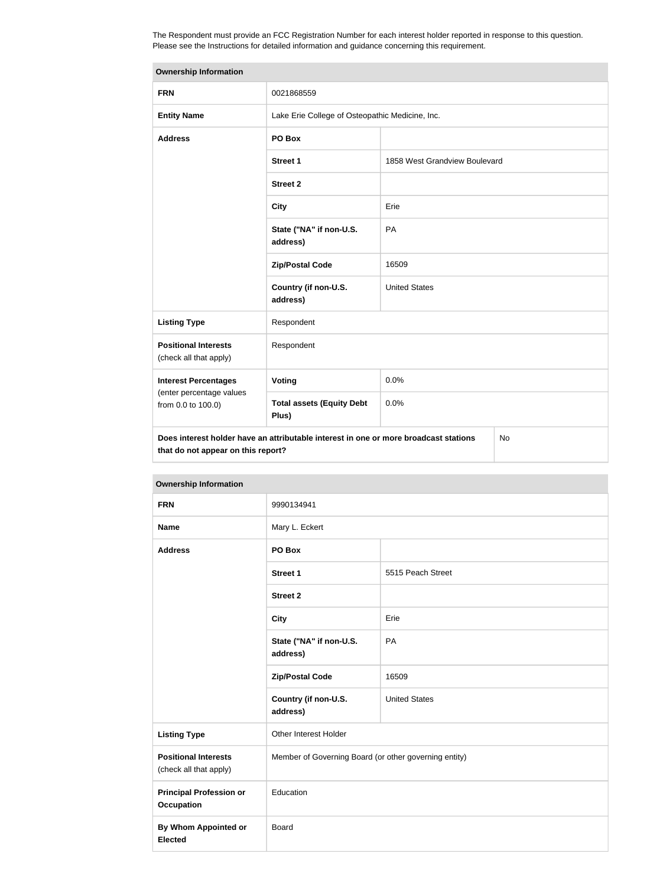The Respondent must provide an FCC Registration Number for each interest holder reported in response to this question. Please see the Instructions for detailed information and guidance concerning this requirement.

| Ownership Information | | |
|---|---|---|
| **FRN** | 0021868559 | |
| **Entity Name** | Lake Erie College of Osteopathic Medicine, Inc. | |
| **Address** | **PO Box** | |
| | **Street 1** | 1858 West Grandview Boulevard |
| | **Street 2** | |
| | **City** | Erie |
| | **State ("NA" if non-U.S. address)** | PA |
| | **Zip/Postal Code** | 16509 |
| | **Country (if non-U.S. address)** | United States |
| **Listing Type** | Respondent | |
| **Positional Interests** (check all that apply) | Respondent | |
| **Interest Percentages** (enter percentage values from 0.0 to 100.0) | **Voting** | 0.0% |
| | **Total assets (Equity Debt Plus)** | 0.0% |
| **Does interest holder have an attributable interest in one or more broadcast stations that do not appear on this report?** | | No |

| Ownership Information | | |
|---|---|---|
| **FRN** | 9990134941 | |
| **Name** | Mary L. Eckert | |
| **Address** | **PO Box** | |
| | **Street 1** | 5515 Peach Street |
| | **Street 2** | |
| | **City** | Erie |
| | **State ("NA" if non-U.S. address)** | PA |
| | **Zip/Postal Code** | 16509 |
| | **Country (if non-U.S. address)** | United States |
| **Listing Type** | Other Interest Holder | |
| **Positional Interests** (check all that apply) | Member of Governing Board (or other governing entity) | |
| **Principal Profession or Occupation** | Education | |
| **By Whom Appointed or Elected** | Board | |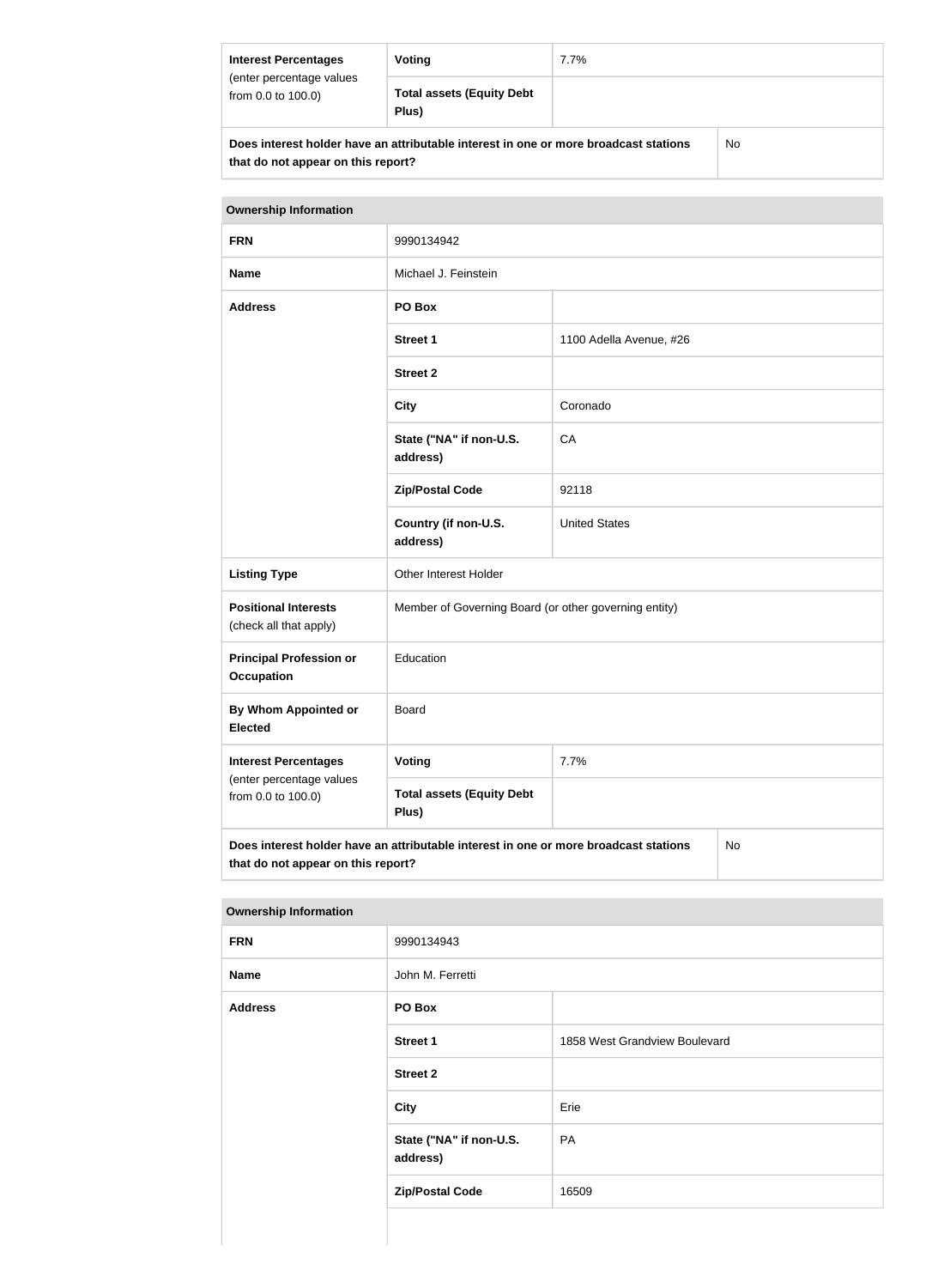| Interest Percentages (enter percentage values from 0.0 to 100.0) | Voting | 7.7% |
|---|---|---|
| | Total assets (Equity Debt Plus) | |
| Does interest holder have an attributable interest in one or more broadcast stations that do not appear on this report? | | No |

| Ownership Information | | |
|---|---|---|
| FRN | 9990134942 | |
| Name | Michael J. Feinstein | |
| Address | PO Box | |
| | Street 1 | 1100 Adella Avenue, #26 |
| | Street 2 | |
| | City | Coronado |
| | State ("NA" if non-U.S. address) | CA |
| | Zip/Postal Code | 92118 |
| | Country (if non-U.S. address) | United States |
| Listing Type | Other Interest Holder | |
| Positional Interests (check all that apply) | Member of Governing Board (or other governing entity) | |
| Principal Profession or Occupation | Education | |
| By Whom Appointed or Elected | Board | |
| Interest Percentages (enter percentage values from 0.0 to 100.0) | Voting | 7.7% |
| | Total assets (Equity Debt Plus) | |
| Does interest holder have an attributable interest in one or more broadcast stations that do not appear on this report? | | No |

| Ownership Information | | |
|---|---|---|
| FRN | 9990134943 | |
| Name | John M. Ferretti | |
| Address | PO Box | |
| | Street 1 | 1858 West Grandview Boulevard |
| | Street 2 | |
| | City | Erie |
| | State ("NA" if non-U.S. address) | PA |
| | Zip/Postal Code | 16509 |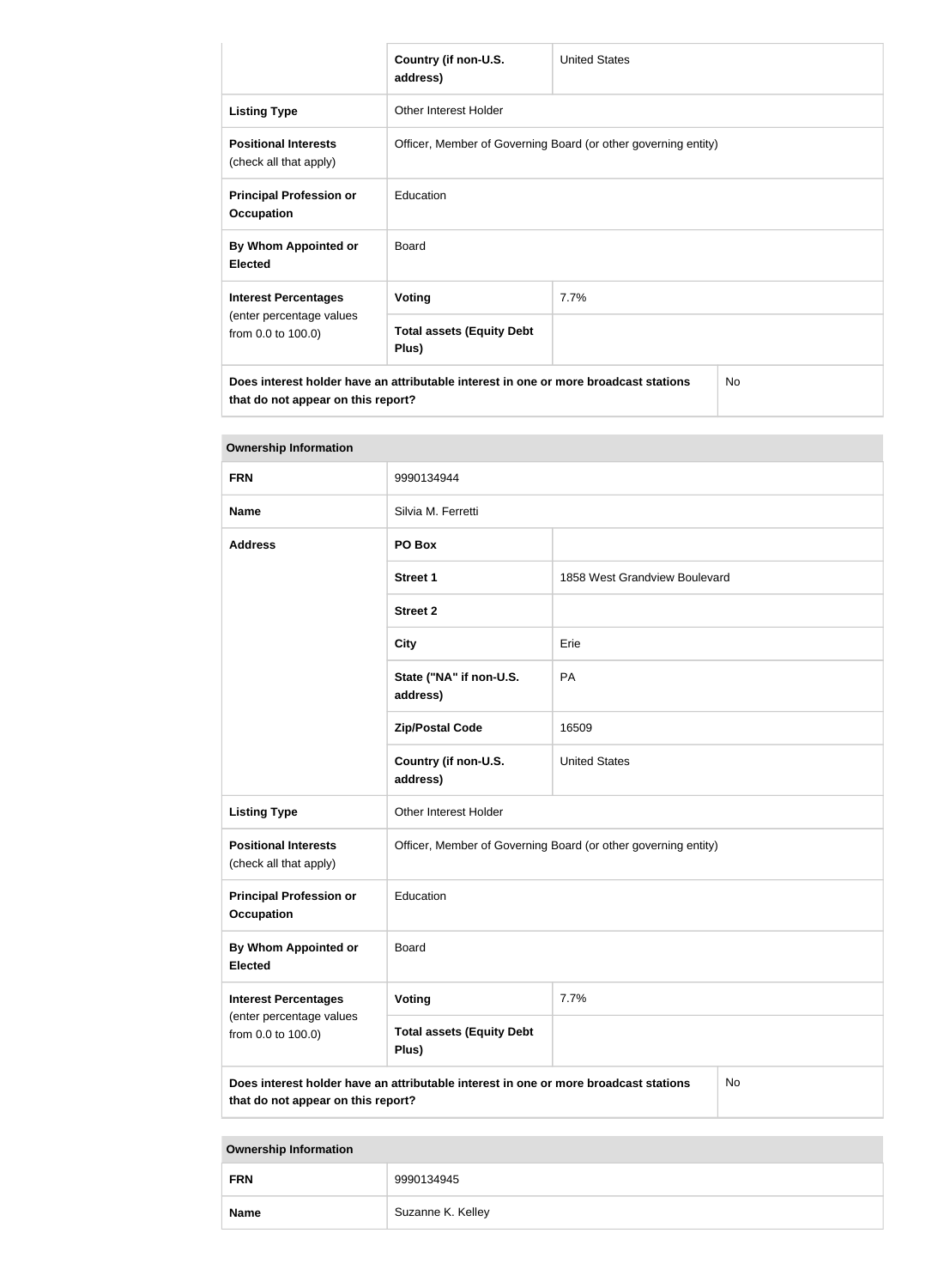| | Country (if non-U.S. address) | United States |
|---|---|---|
| **Listing Type** | Other Interest Holder | |
| **Positional Interests** (check all that apply) | Officer, Member of Governing Board (or other governing entity) | |
| **Principal Profession or Occupation** | Education | |
| **By Whom Appointed or Elected** | Board | |
| **Interest Percentages** (enter percentage values from 0.0 to 100.0) | **Voting** | 7.7% |
| | **Total assets (Equity Debt Plus)** | |
| **Does interest holder have an attributable interest in one or more broadcast stations that do not appear on this report?** | | No |

**Ownership Information**

| **FRN** | 9990134944 | |
|---|---|---|
| **Name** | Silvia M. Ferretti | |
| **Address** | **PO Box** | |
| | **Street 1** | 1858 West Grandview Boulevard |
| | **Street 2** | |
| | **City** | Erie |
| | **State ("NA" if non-U.S. address)** | PA |
| | **Zip/Postal Code** | 16509 |
| | **Country (if non-U.S. address)** | United States |
| **Listing Type** | Other Interest Holder | |
| **Positional Interests** (check all that apply) | Officer, Member of Governing Board (or other governing entity) | |
| **Principal Profession or Occupation** | Education | |
| **By Whom Appointed or Elected** | Board | |
| **Interest Percentages** (enter percentage values from 0.0 to 100.0) | **Voting** | 7.7% |
| | **Total assets (Equity Debt Plus)** | |
| **Does interest holder have an attributable interest in one or more broadcast stations that do not appear on this report?** | | No |

**Ownership Information**

| **FRN** | 9990134945 |
|---|---|
| **Name** | Suzanne K. Kelley |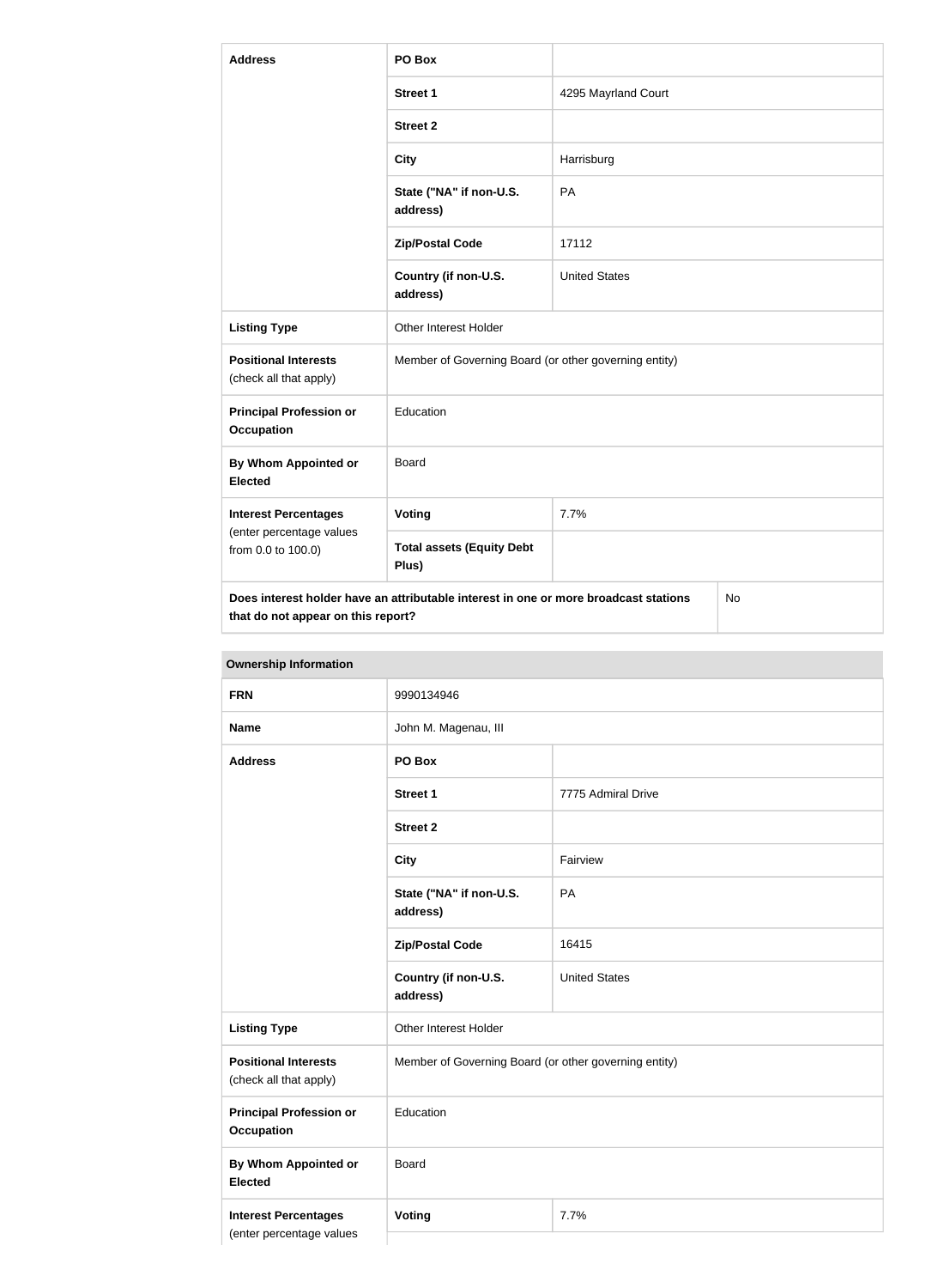| Address | PO Box | |
|---|---|---|
| | Street 1 | 4295 Mayrland Court |
| | Street 2 | |
| | City | Harrisburg |
| | State ("NA" if non-U.S. address) | PA |
| | Zip/Postal Code | 17112 |
| | Country (if non-U.S. address) | United States |
| Listing Type | Other Interest Holder | |
| Positional Interests (check all that apply) | Member of Governing Board (or other governing entity) | |
| Principal Profession or Occupation | Education | |
| By Whom Appointed or Elected | Board | |
| Interest Percentages (enter percentage values from 0.0 to 100.0) | Voting | 7.7% |
| | Total assets (Equity Debt Plus) | |
| Does interest holder have an attributable interest in one or more broadcast stations that do not appear on this report? | | No |

**Ownership Information**

| FRN | 9990134946 | |
|---|---|---|
| Name | John M. Magenau, III | |
| Address | PO Box | |
| | Street 1 | 7775 Admiral Drive |
| | Street 2 | |
| | City | Fairview |
| | State ("NA" if non-U.S. address) | PA |
| | Zip/Postal Code | 16415 |
| | Country (if non-U.S. address) | United States |
| Listing Type | Other Interest Holder | |
| Positional Interests (check all that apply) | Member of Governing Board (or other governing entity) | |
| Principal Profession or Occupation | Education | |
| By Whom Appointed or Elected | Board | |
| Interest Percentages (enter percentage values | Voting | 7.7% |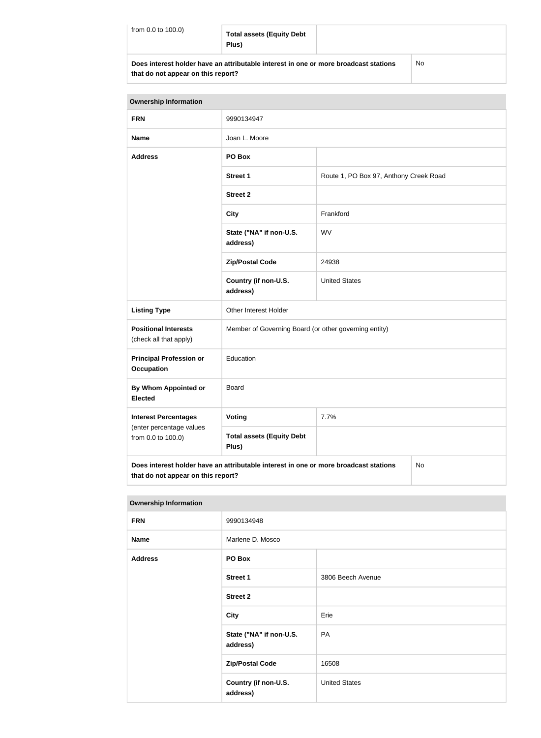| | | |
|---|---|---|
| from 0.0 to 100.0) | **Total assets (Equity Debt Plus)** | |
| **Does interest holder have an attributable interest in one or more broadcast stations that do not appear on this report?** | | No |

| **Ownership Information** | | |
|---|---|---|
| **FRN** | 9990134947 | |
| **Name** | Joan L. Moore | |
| **Address** | **PO Box** | |
| | **Street 1** | Route 1, PO Box 97, Anthony Creek Road |
| | **Street 2** | |
| | **City** | Frankford |
| | **State ("NA" if non-U.S. address)** | WV |
| | **Zip/Postal Code** | 24938 |
| | **Country (if non-U.S. address)** | United States |
| **Listing Type** | Other Interest Holder | |
| **Positional Interests** (check all that apply) | Member of Governing Board (or other governing entity) | |
| **Principal Profession or Occupation** | Education | |
| **By Whom Appointed or Elected** | Board | |
| **Interest Percentages** (enter percentage values from 0.0 to 100.0) | **Voting** | 7.7% |
| | **Total assets (Equity Debt Plus)** | |
| **Does interest holder have an attributable interest in one or more broadcast stations that do not appear on this report?** | | No |

| **Ownership Information** | | |
|---|---|---|
| **FRN** | 9990134948 | |
| **Name** | Marlene D. Mosco | |
| **Address** | **PO Box** | |
| | **Street 1** | 3806 Beech Avenue |
| | **Street 2** | |
| | **City** | Erie |
| | **State ("NA" if non-U.S. address)** | PA |
| | **Zip/Postal Code** | 16508 |
| | **Country (if non-U.S. address)** | United States |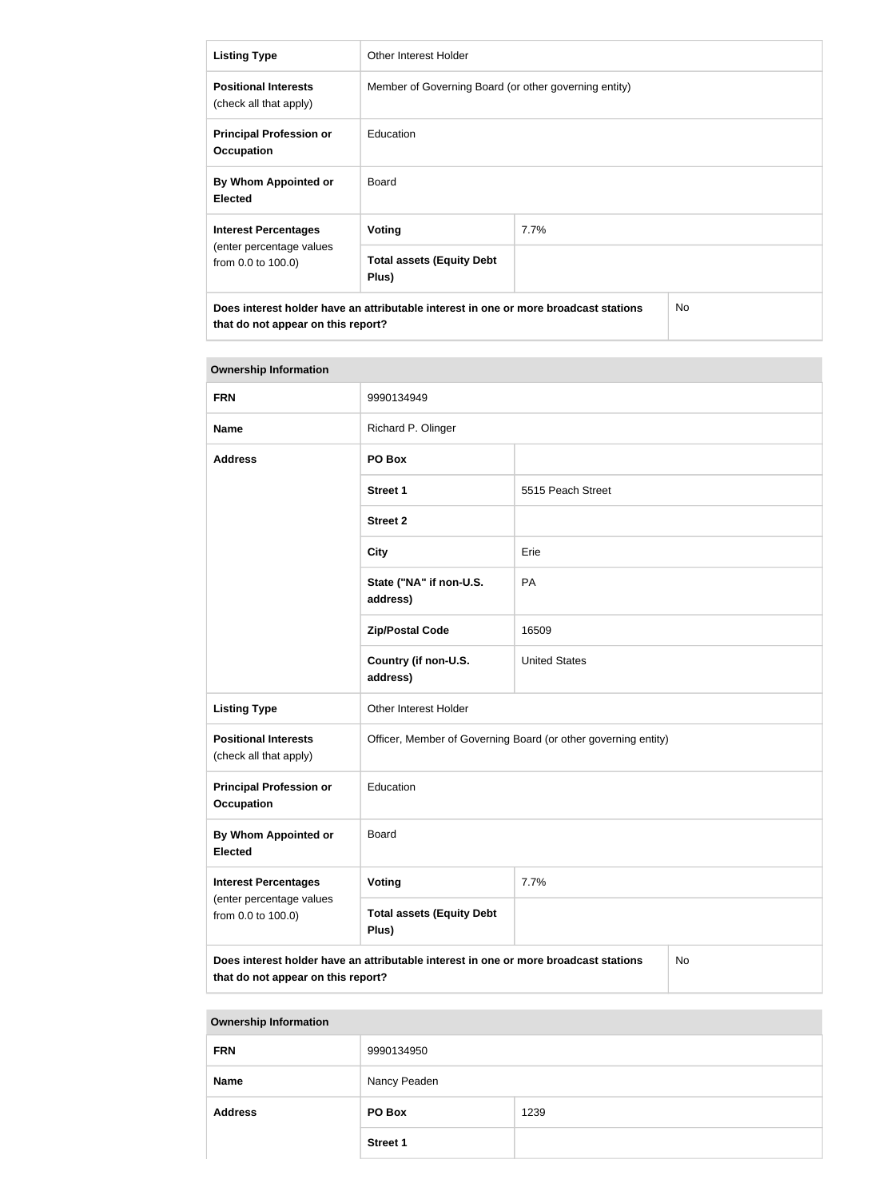| Listing Type | Other Interest Holder | |
|---|---|---|
| **Positional Interests** (check all that apply) | Member of Governing Board (or other governing entity) | |
| **Principal Profession or Occupation** | Education | |
| **By Whom Appointed or Elected** | Board | |
| **Interest Percentages** (enter percentage values from 0.0 to 100.0) | **Voting** | 7.7% |
| | **Total assets (Equity Debt Plus)** | |
| **Does interest holder have an attributable interest in one or more broadcast stations that do not appear on this report?** | | No |

| Ownership Information | | |
|---|---|---|
| **FRN** | 9990134949 | |
| **Name** | Richard P. Olinger | |
| **Address** | **PO Box** | |
| | **Street 1** | 5515 Peach Street |
| | **Street 2** | |
| | **City** | Erie |
| | **State ("NA" if non-U.S. address)** | PA |
| | **Zip/Postal Code** | 16509 |
| | **Country (if non-U.S. address)** | United States |
| **Listing Type** | Other Interest Holder | |
| **Positional Interests** (check all that apply) | Officer, Member of Governing Board (or other governing entity) | |
| **Principal Profession or Occupation** | Education | |
| **By Whom Appointed or Elected** | Board | |
| **Interest Percentages** (enter percentage values from 0.0 to 100.0) | **Voting** | 7.7% |
| | **Total assets (Equity Debt Plus)** | |
| **Does interest holder have an attributable interest in one or more broadcast stations that do not appear on this report?** | | No |

| Ownership Information | | |
|---|---|---|
| **FRN** | 9990134950 | |
| **Name** | Nancy Peaden | |
| **Address** | **PO Box** | 1239 |
| | **Street 1** | |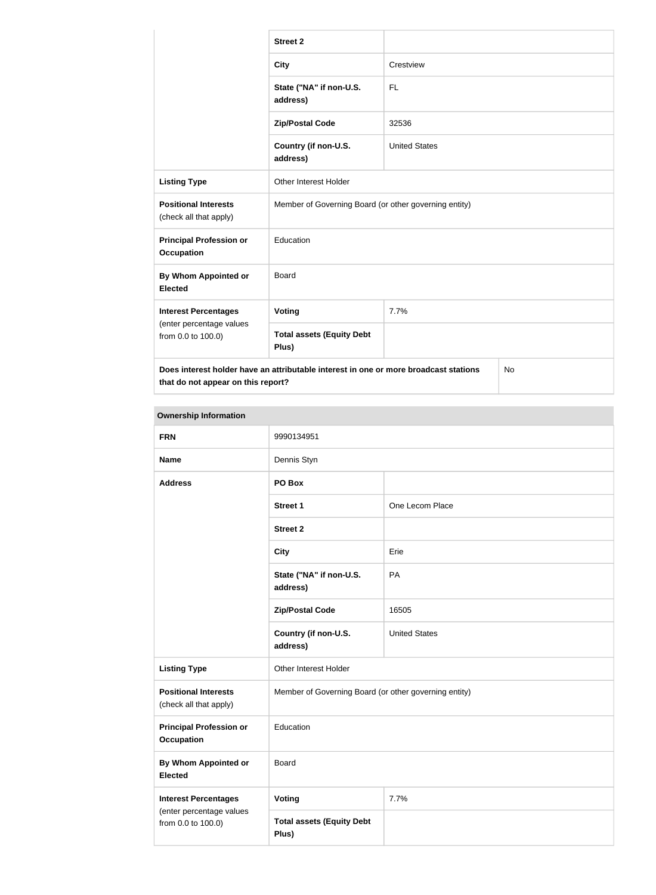| | | |
|---|---|---|
| | **Street 2** | |
| | **City** | Crestview |
| | **State ("NA" if non-U.S. address)** | FL |
| | **Zip/Postal Code** | 32536 |
| | **Country (if non-U.S. address)** | United States |
| **Listing Type** | Other Interest Holder | |
| **Positional Interests** (check all that apply) | Member of Governing Board (or other governing entity) | |
| **Principal Profession or Occupation** | Education | |
| **By Whom Appointed or Elected** | Board | |
| **Interest Percentages** (enter percentage values from 0.0 to 100.0) | **Voting** | 7.7% |
| | **Total assets (Equity Debt Plus)** | |
| **Does interest holder have an attributable interest in one or more broadcast stations that do not appear on this report?** | | No |

| **Ownership Information** | | |
|---|---|---|
| **FRN** | 9990134951 | |
| **Name** | Dennis Styn | |
| **Address** | **PO Box** | |
| | **Street 1** | One Lecom Place |
| | **Street 2** | |
| | **City** | Erie |
| | **State ("NA" if non-U.S. address)** | PA |
| | **Zip/Postal Code** | 16505 |
| | **Country (if non-U.S. address)** | United States |
| **Listing Type** | Other Interest Holder | |
| **Positional Interests** (check all that apply) | Member of Governing Board (or other governing entity) | |
| **Principal Profession or Occupation** | Education | |
| **By Whom Appointed or Elected** | Board | |
| **Interest Percentages** (enter percentage values from 0.0 to 100.0) | **Voting** | 7.7% |
| | **Total assets (Equity Debt Plus)** | |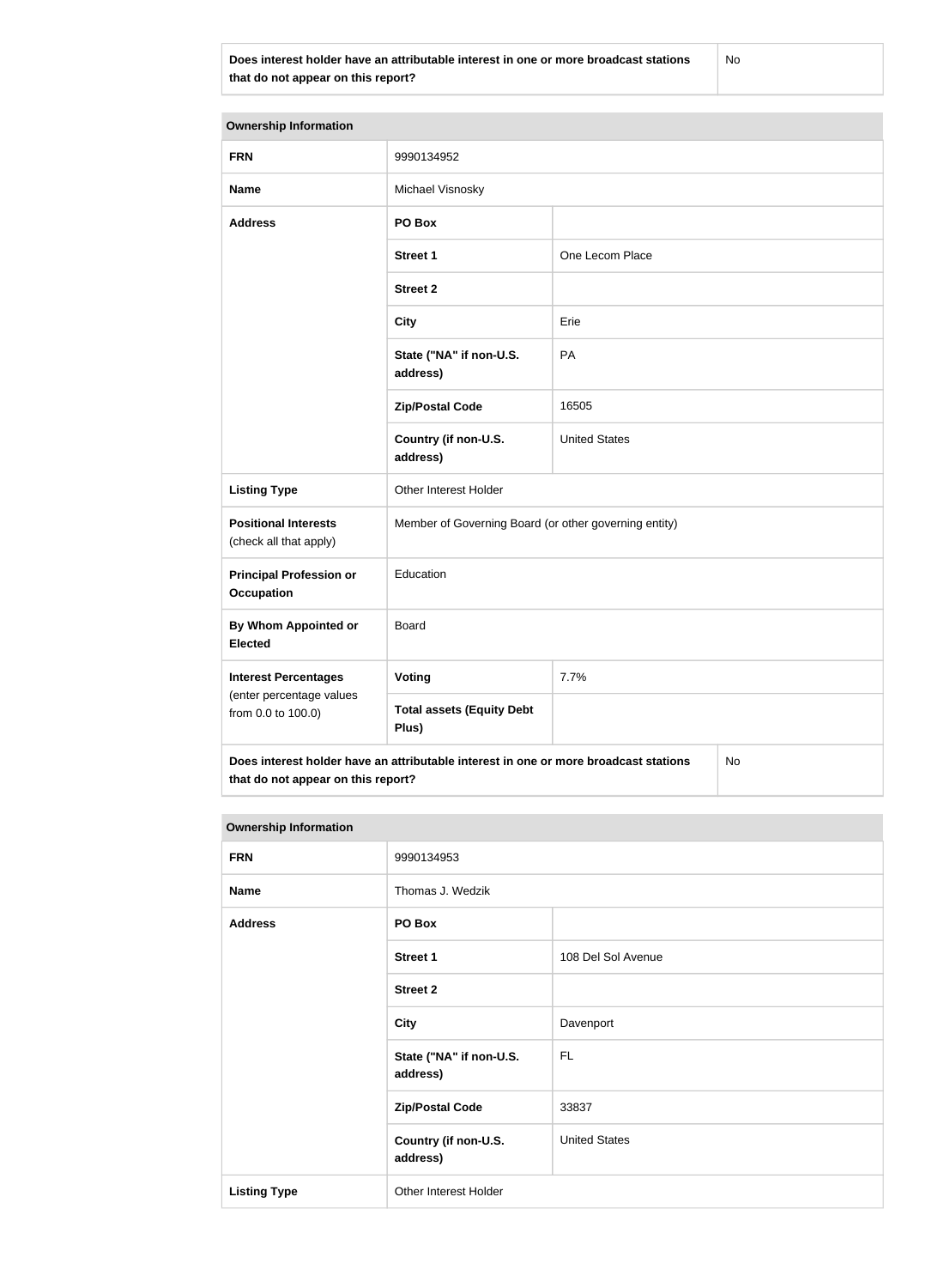| Does interest holder have an attributable interest in one or more broadcast stations that do not appear on this report? | No |
| --- | --- |

| Ownership Information | | |
| --- | --- | --- |
| **FRN** | 9990134952 | |
| **Name** | Michael Visnosky | |
| **Address** | **PO Box** | |
| | **Street 1** | One Lecom Place |
| | **Street 2** | |
| | **City** | Erie |
| | **State ("NA" if non-U.S. address)** | PA |
| | **Zip/Postal Code** | 16505 |
| | **Country (if non-U.S. address)** | United States |
| **Listing Type** | Other Interest Holder | |
| **Positional Interests** (check all that apply) | Member of Governing Board (or other governing entity) | |
| **Principal Profession or Occupation** | Education | |
| **By Whom Appointed or Elected** | Board | |
| **Interest Percentages** (enter percentage values from 0.0 to 100.0) | **Voting** | 7.7% |
| | **Total assets (Equity Debt Plus)** | |
| **Does interest holder have an attributable interest in one or more broadcast stations that do not appear on this report?** | | No |

| Ownership Information | | |
| --- | --- | --- |
| **FRN** | 9990134953 | |
| **Name** | Thomas J. Wedzik | |
| **Address** | **PO Box** | |
| | **Street 1** | 108 Del Sol Avenue |
| | **Street 2** | |
| | **City** | Davenport |
| | **State ("NA" if non-U.S. address)** | FL |
| | **Zip/Postal Code** | 33837 |
| | **Country (if non-U.S. address)** | United States |
| **Listing Type** | Other Interest Holder | |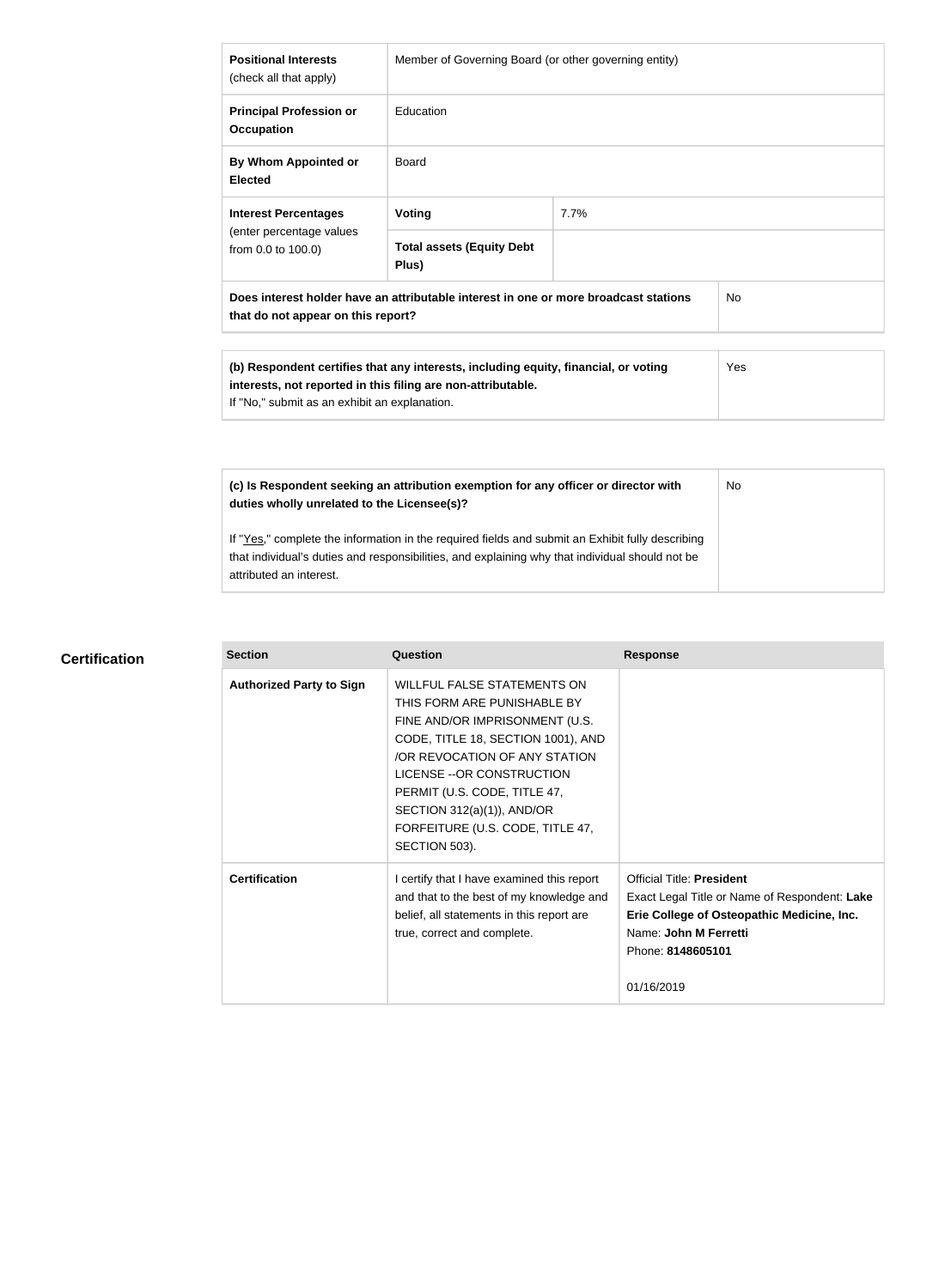| | | |
|---|---|---|
| **Positional Interests** (check all that apply) | Member of Governing Board (or other governing entity) | |
| **Principal Profession or Occupation** | Education | |
| **By Whom Appointed or Elected** | Board | |
| **Interest Percentages** (enter percentage values from 0.0 to 100.0) | **Voting** | 7.7% |
| | **Total assets (Equity Debt Plus)** | |
| **Does interest holder have an attributable interest in one or more broadcast stations that do not appear on this report?** | | No |

| | |
|---|---|
| **(b) Respondent certifies that any interests, including equity, financial, or voting interests, not reported in this filing are non-attributable.** If "No," submit as an exhibit an explanation. | Yes |

| | |
|---|---|
| **(c) Is Respondent seeking an attribution exemption for any officer or director with duties wholly unrelated to the Licensee(s)?** If "Yes," complete the information in the required fields and submit an Exhibit fully describing that individual's duties and responsibilities, and explaining why that individual should not be attributed an interest. | No |

## Certification

| Section | Question | Response |
|---|---|---|
| **Authorized Party to Sign** | WILLFUL FALSE STATEMENTS ON THIS FORM ARE PUNISHABLE BY FINE AND/OR IMPRISONMENT (U.S. CODE, TITLE 18, SECTION 1001), AND /OR REVOCATION OF ANY STATION LICENSE --OR CONSTRUCTION PERMIT (U.S. CODE, TITLE 47, SECTION 312(a)(1)), AND/OR FORFEITURE (U.S. CODE, TITLE 47, SECTION 503). | |
| **Certification** | I certify that I have examined this report and that to the best of my knowledge and belief, all statements in this report are true, correct and complete. | Official Title: **President**<br>Exact Legal Title or Name of Respondent: **Lake Erie College of Osteopathic Medicine, Inc.**<br>Name: **John M Ferretti**<br>Phone: **8148605101**<br><br>01/16/2019 |